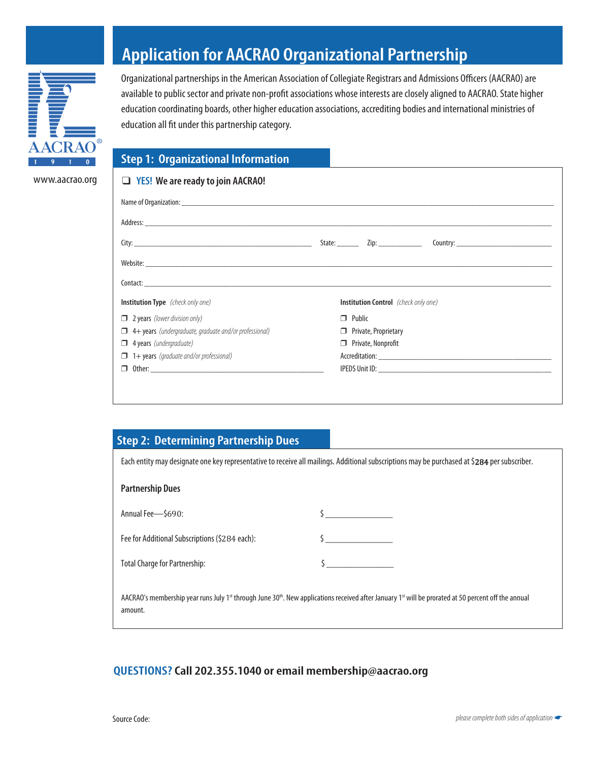# Application for AACRAO Organizational Partnership

AACRAO® 1910

www.aacrao.org

Organizational partnerships in the American Association of Collegiate Registrars and Admissions Officers (AACRAO) are available to public sector and private non-profit associations whose interests are closely aligned to AACRAO. State higher education coordinating boards, other higher education associations, accrediting bodies and international ministries of education all fit under this partnership category.

## Step 1: Organizational Information

❑ **YES! We are ready to join AACRAO!**

Name of Organization: ______________________________

Address: ______________________________

City: ______________________ State: ______ Zip: ____________ Country: ______________________

Website: ______________________________

Contact: ______________________________

**Institution Type** *(check only one)*

- ❒ 2 years *(lower division only)*
- ❒ 4+ years *(undergraduate, graduate and/or professional)*
- ❒ 4 years *(undergraduate)*
- ❒ 1+ years *(graduate and/or professional)*
- ❒ Other: ______________________

**Institution Control** *(check only one)*

- ❒ Public
- ❒ Private, Proprietary
- ❒ Private, Nonprofit

Accreditation: ______________________

IPEDS Unit ID: ______________________

## Step 2: Determining Partnership Dues

Each entity may designate one key representative to receive all mailings. Additional subscriptions may be purchased at $284 per subscriber.

**Partnership Dues**

Annual Fee—$690: $ ______________

Fee for Additional Subscriptions ($284 each): $ ______________

Total Charge for Partnership: $ ______________

AACRAO's membership year runs July 1st through June 30th. New applications received after January 1st will be prorated at 50 percent off the annual amount.

**QUESTIONS? Call 202.355.1040 or email membership@aacrao.org**

Source Code:

*please complete both sides of application*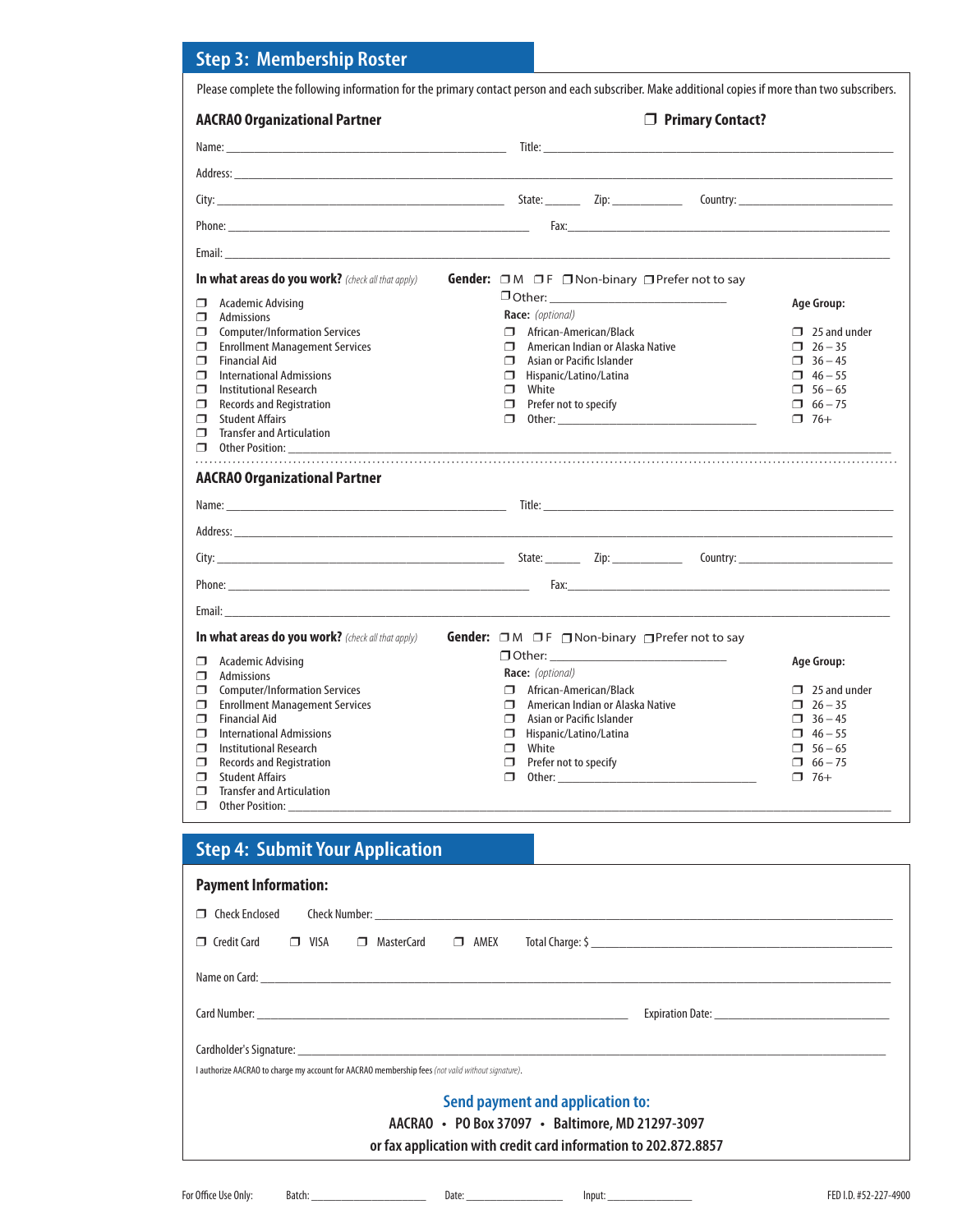## Step 3: Membership Roster

Please complete the following information for the primary contact person and each subscriber. Make additional copies if more than two subscribers.

### AACRAO Organizational Partner

❒ **Primary Contact?**

Name: ______________________ Title: ______________________

Address: ______________________

City: ______________________ State: ______ Zip: ____________ Country: ______________________

Phone: ______________________ Fax: ______________________

Email: ______________________

**In what areas do you work?** *(check all that apply)*

- ❒ Academic Advising
- ❒ Admissions
- ❒ Computer/Information Services
- ❒ Enrollment Management Services
- ❒ Financial Aid
- ❒ International Admissions
- ❒ Institutional Research
- ❒ Records and Registration
- ❒ Student Affairs
- ❒ Transfer and Articulation
- ❒ Other Position: ______________________

**Gender:** ❒ M ❒ F ❒ Non-binary ❒ Prefer not to say ❒ Other: ______________________

**Race:** *(optional)*

- ❒ African-American/Black
- ❒ American Indian or Alaska Native
- ❒ Asian or Pacific Islander
- ❒ Hispanic/Latino/Latina
- ❒ White
- ❒ Prefer not to specify
- ❒ Other: ______________________

**Age Group:**

- ❒ 25 and under
- ❒ 26 – 35
- ❒ 36 – 45
- ❒ 46 – 55
- ❒ 56 – 65
- ❒ 66 – 75
- ❒ 76+

### AACRAO Organizational Partner

Name: ______________________ Title: ______________________

Address: ______________________

City: ______________________ State: ______ Zip: ____________ Country: ______________________

Phone: ______________________ Fax: ______________________

Email: ______________________

**In what areas do you work?** *(check all that apply)*

- ❒ Academic Advising
- ❒ Admissions
- ❒ Computer/Information Services
- ❒ Enrollment Management Services
- ❒ Financial Aid
- ❒ International Admissions
- ❒ Institutional Research
- ❒ Records and Registration
- ❒ Student Affairs
- ❒ Transfer and Articulation
- ❒ Other Position: ______________________

**Gender:** ❒ M ❒ F ❒ Non-binary ❒ Prefer not to say ❒ Other: ______________________

**Race:** *(optional)*

- ❒ African-American/Black
- ❒ American Indian or Alaska Native
- ❒ Asian or Pacific Islander
- ❒ Hispanic/Latino/Latina
- ❒ White
- ❒ Prefer not to specify
- ❒ Other: ______________________

**Age Group:**

- ❒ 25 and under
- ❒ 26 – 35
- ❒ 36 – 45
- ❒ 46 – 55
- ❒ 56 – 65
- ❒ 66 – 75
- ❒ 76+

## Step 4: Submit Your Application

### Payment Information:

❒ Check Enclosed Check Number: ______________________

❒ Credit Card ❒ VISA ❒ MasterCard ❒ AMEX Total Charge: $ ______________________

Name on Card: ______________________

Card Number: ______________________ Expiration Date: ______________________

Cardholder's Signature: ______________________

I authorize AACRAO to charge my account for AACRAO membership fees *(not valid without signature)*.

**Send payment and application to:**

**AACRAO • PO Box 37097 • Baltimore, MD 21297-3097**

**or fax application with credit card information to 202.872.8857**

For Office Use Only: Batch: ____________ Date: ____________ Input: ____________

FED I.D. #52-227-4900